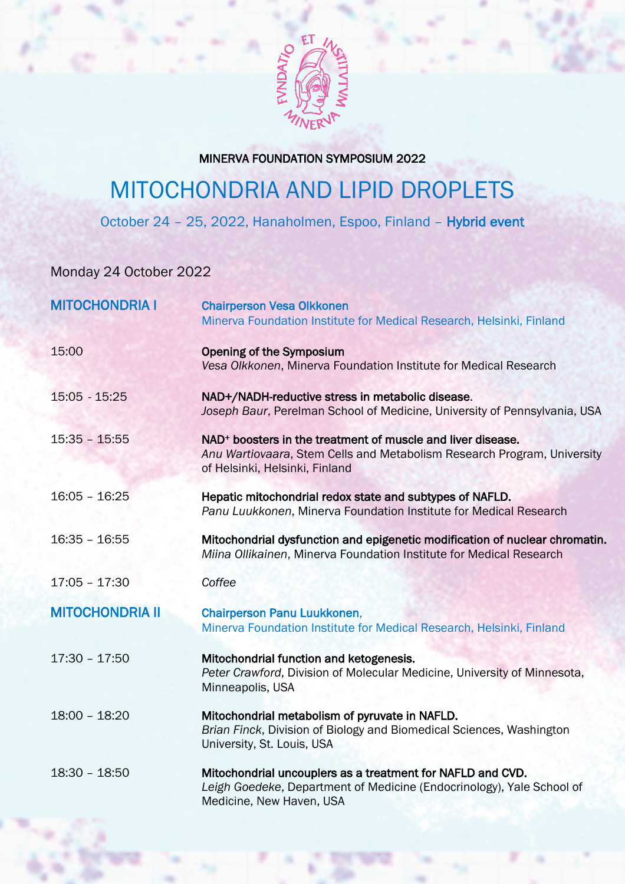MINERVA FOUNDATION SYMPOSIUM 2022

# MITOCHONDRIA AND LIPID DROPLETS

October 24 – 25, 2022, Hanaholmen, Espoo, Finland – **Hybrid event**

Monday 24 October 2022

| | |
|---|---|
| **MITOCHONDRIA I** | **Chairperson Vesa Olkkonen**<br>Minerva Foundation Institute for Medical Research, Helsinki, Finland |
| 15:00 | **Opening of the Symposium**<br>*Vesa Olkkonen*, Minerva Foundation Institute for Medical Research |
| 15:05 - 15:25 | **NAD+/NADH-reductive stress in metabolic disease.**<br>*Joseph Baur*, Perelman School of Medicine, University of Pennsylvania, USA |
| 15:35 – 15:55 | **$NAD^+$ boosters in the treatment of muscle and liver disease.**<br>*Anu Wartiovaara*, Stem Cells and Metabolism Research Program, University of Helsinki, Helsinki, Finland |
| 16:05 – 16:25 | **Hepatic mitochondrial redox state and subtypes of NAFLD.**<br>*Panu Luukkonen*, Minerva Foundation Institute for Medical Research |
| 16:35 – 16:55 | **Mitochondrial dysfunction and epigenetic modification of nuclear chromatin.**<br>*Miina Ollikainen*, Minerva Foundation Institute for Medical Research |
| 17:05 – 17:30 | *Coffee* |
| **MITOCHONDRIA II** | **Chairperson Panu Luukkonen**,<br>Minerva Foundation Institute for Medical Research, Helsinki, Finland |
| 17:30 – 17:50 | **Mitochondrial function and ketogenesis.**<br>*Peter Crawford*, Division of Molecular Medicine, University of Minnesota, Minneapolis, USA |
| 18:00 – 18:20 | **Mitochondrial metabolism of pyruvate in NAFLD.**<br>*Brian Finck*, Division of Biology and Biomedical Sciences, Washington University, St. Louis, USA |
| 18:30 – 18:50 | **Mitochondrial uncouplers as a treatment for NAFLD and CVD.**<br>*Leigh Goedeke*, Department of Medicine (Endocrinology), Yale School of Medicine, New Haven, USA |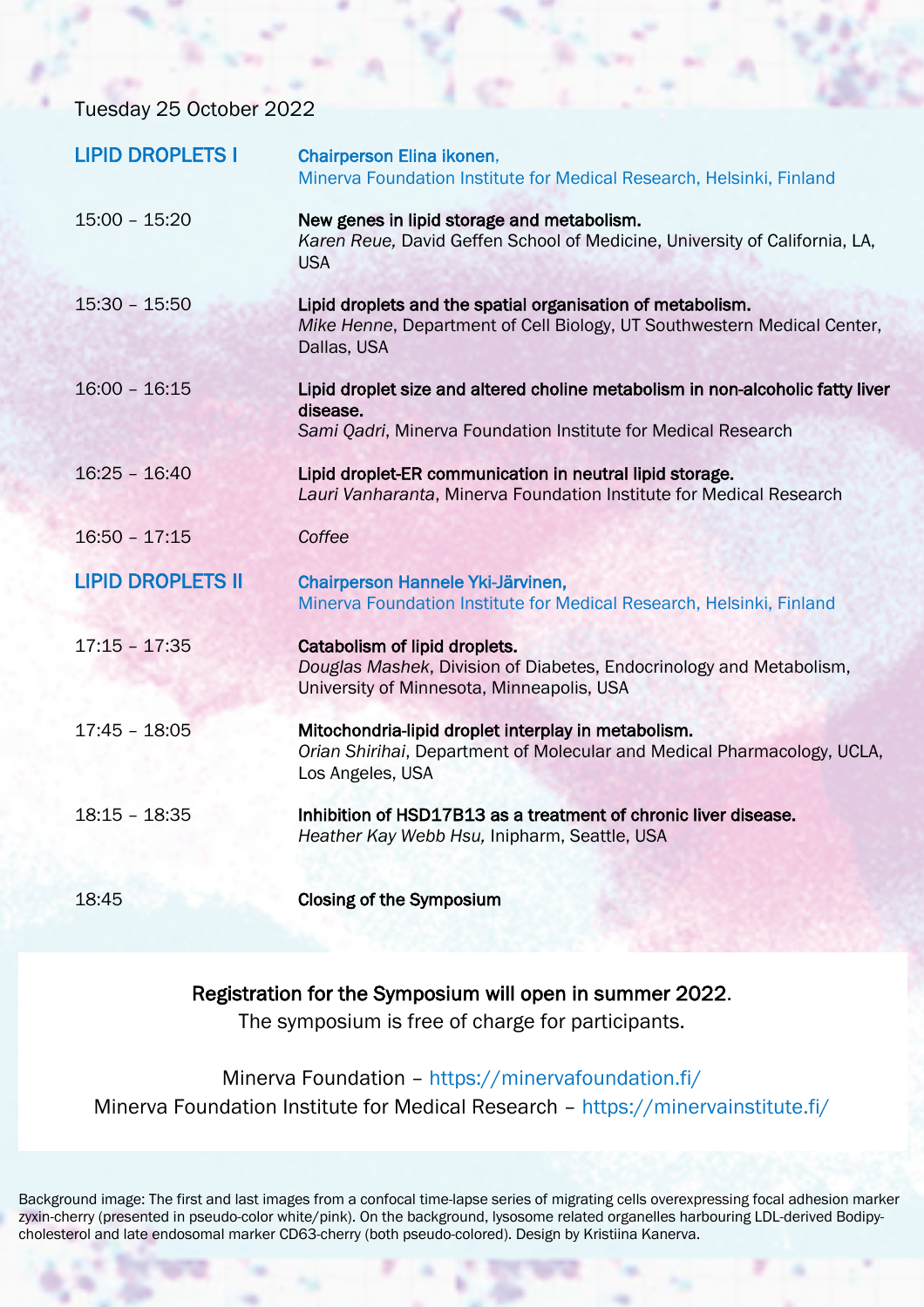Tuesday 25 October 2022

| | | |
|---|---|---|
| **LIPID DROPLETS I** | **Chairperson Elina ikonen,** Minerva Foundation Institute for Medical Research, Helsinki, Finland |
| 15:00 – 15:20 | **New genes in lipid storage and metabolism.** *Karen Reue,* David Geffen School of Medicine, University of California, LA, USA |
| 15:30 – 15:50 | **Lipid droplets and the spatial organisation of metabolism.** *Mike Henne*, Department of Cell Biology, UT Southwestern Medical Center, Dallas, USA |
| 16:00 – 16:15 | **Lipid droplet size and altered choline metabolism in non-alcoholic fatty liver disease.** *Sami Qadri*, Minerva Foundation Institute for Medical Research |
| 16:25 – 16:40 | **Lipid droplet-ER communication in neutral lipid storage.** *Lauri Vanharanta*, Minerva Foundation Institute for Medical Research |
| 16:50 – 17:15 | *Coffee* |
| **LIPID DROPLETS II** | **Chairperson Hannele Yki-Järvinen,** Minerva Foundation Institute for Medical Research, Helsinki, Finland |
| 17:15 – 17:35 | **Catabolism of lipid droplets.** *Douglas Mashek*, Division of Diabetes, Endocrinology and Metabolism, University of Minnesota, Minneapolis, USA |
| 17:45 – 18:05 | **Mitochondria-lipid droplet interplay in metabolism.** *Orian Shirihai*, Department of Molecular and Medical Pharmacology, UCLA, Los Angeles, USA |
| 18:15 – 18:35 | **Inhibition of HSD17B13 as a treatment of chronic liver disease.** *Heather Kay Webb Hsu,* Inipharm, Seattle, USA |
| 18:45 | **Closing of the Symposium** |

**Registration for the Symposium will open in summer 2022.**
The symposium is free of charge for participants.

Minerva Foundation – https://minervafoundation.fi/
Minerva Foundation Institute for Medical Research – https://minervainstitute.fi/

Background image: The first and last images from a confocal time-lapse series of migrating cells overexpressing focal adhesion marker zyxin-cherry (presented in pseudo-color white/pink). On the background, lysosome related organelles harbouring LDL-derived Bodipy-cholesterol and late endosomal marker CD63-cherry (both pseudo-colored). Design by Kristiina Kanerva.